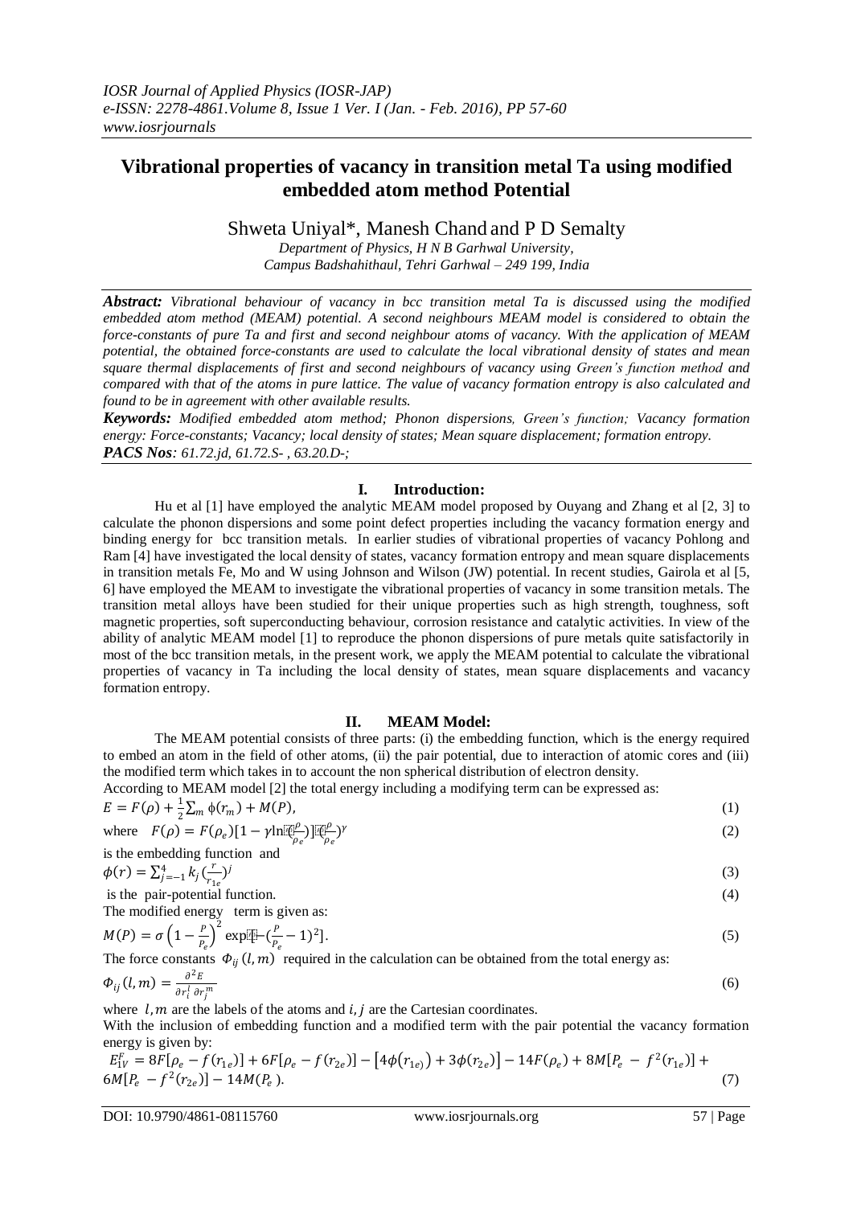# Vibrational properties of vacancy in transition metal Ta using modified embedded atom method Potential

Shweta Uniyal*, Manesh Chand and P D Semalty

*Department of Physics, H N B Garhwal University, Campus Badshahithaul, Tehri Garhwal – 249 199, India*

***Abstract:*** *Vibrational behaviour of vacancy in bcc transition metal Ta is discussed using the modified embedded atom method (MEAM) potential. A second neighbours MEAM model is considered to obtain the force-constants of pure Ta and first and second neighbour atoms of vacancy. With the application of MEAM potential, the obtained force-constants are used to calculate the local vibrational density of states and mean square thermal displacements of first and second neighbours of vacancy using Green's function method and compared with that of the atoms in pure lattice. The value of vacancy formation entropy is also calculated and found to be in agreement with other available results.*

***Keywords:*** *Modified embedded atom method; Phonon dispersions, Green's function; Vacancy formation energy: Force-constants; Vacancy; local density of states; Mean square displacement; formation entropy.*

***PACS Nos****: 61.72.jd, 61.72.S- , 63.20.D-;*

## I. Introduction:

Hu et al [1] have employed the analytic MEAM model proposed by Ouyang and Zhang et al [2, 3] to calculate the phonon dispersions and some point defect properties including the vacancy formation energy and binding energy for bcc transition metals. In earlier studies of vibrational properties of vacancy Pohlong and Ram [4] have investigated the local density of states, vacancy formation entropy and mean square displacements in transition metals Fe, Mo and W using Johnson and Wilson (JW) potential. In recent studies, Gairola et al [5, 6] have employed the MEAM to investigate the vibrational properties of vacancy in some transition metals. The transition metal alloys have been studied for their unique properties such as high strength, toughness, soft magnetic properties, soft superconducting behaviour, corrosion resistance and catalytic activities. In view of the ability of analytic MEAM model [1] to reproduce the phonon dispersions of pure metals quite satisfactorily in most of the bcc transition metals, in the present work, we apply the MEAM potential to calculate the vibrational properties of vacancy in Ta including the local density of states, mean square displacements and vacancy formation entropy.

## II. MEAM Model:

The MEAM potential consists of three parts: (i) the embedding function, which is the energy required to embed an atom in the field of other atoms, (ii) the pair potential, due to interaction of atomic cores and (iii) the modified term which takes in to account the non spherical distribution of electron density.

According to MEAM model [2] the total energy including a modifying term can be expressed as:

$$E = F(\rho) + \frac{1}{2}\sum_m \phi(r_m) + M(P), \tag{1}$$

where

$$F(\rho) = F(\rho_e)[1 - \gamma \ln(\frac{\rho}{\rho_e})](\frac{\rho}{\rho_e})^{\gamma} \tag{2}$$

is the embedding function and

$$\phi(r) = \sum_{j=-1}^{4} k_j \left(\frac{r}{r_{1e}}\right)^j \tag{3}$$

is the pair-potential function. (4)

The modified energy term is given as:

$$M(P) = \sigma\left(1 - \frac{P}{P_e}\right)^2 \exp[-(\frac{P}{P_e} - 1)^2]. \tag{5}$$

The force constants $\Phi_{ij}(l,m)$ required in the calculation can be obtained from the total energy as:

$$\Phi_{ij}(l,m) = \frac{\partial^2 E}{\partial r_i^l \, \partial r_j^m} \tag{6}$$

where $l, m$ are the labels of the atoms and $i, j$ are the Cartesian coordinates.

With the inclusion of embedding function and a modified term with the pair potential the vacancy formation energy is given by:

$$E_{1V}^F = 8F[\rho_e - f(r_{1e})] + 6F[\rho_e - f(r_{2e})] - [4\phi(r_{1e}) + 3\phi(r_{2e})] - 14F(\rho_e) + 8M[P_e - f^2(r_{1e})] + 6M[P_e - f^2(r_{2e})] - 14M(P_e). \tag{7}$$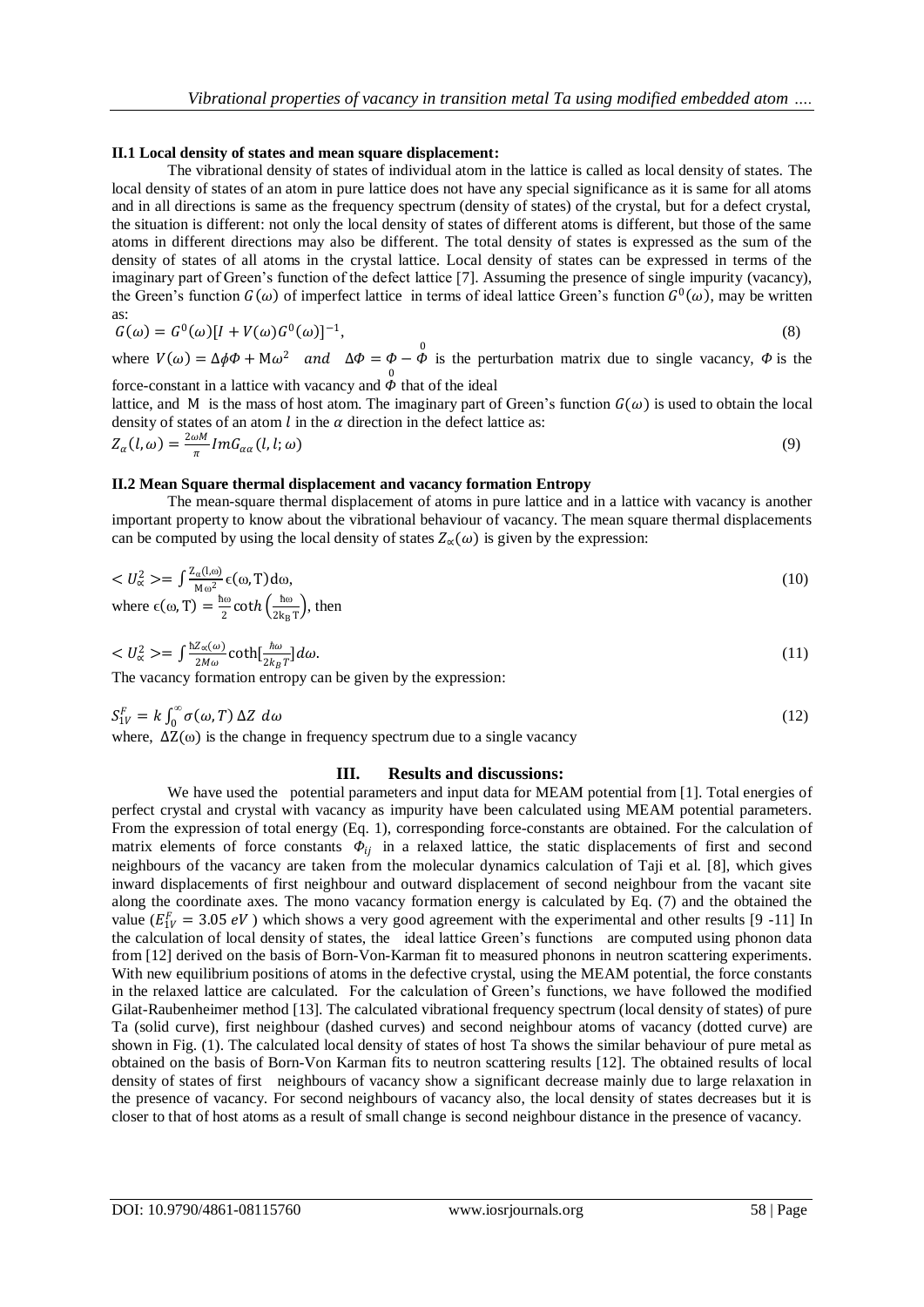### II.1 Local density of states and mean square displacement:

The vibrational density of states of individual atom in the lattice is called as local density of states. The local density of states of an atom in pure lattice does not have any special significance as it is same for all atoms and in all directions is same as the frequency spectrum (density of states) of the crystal, but for a defect crystal, the situation is different: not only the local density of states of different atoms is different, but those of the same atoms in different directions may also be different. The total density of states is expressed as the sum of the density of states of all atoms in the crystal lattice. Local density of states can be expressed in terms of the imaginary part of Green's function of the defect lattice [7]. Assuming the presence of single impurity (vacancy), the Green's function $G(\omega)$ of imperfect lattice in terms of ideal lattice Green's function $G^0(\omega)$, may be written as:

$$G(\omega) = G^0(\omega)[I + V(\omega)G^0(\omega)]^{-1}, \tag{8}$$

where $V(\omega) = \Delta\phi\Phi + M\omega^2$ and $\Delta\Phi = \Phi - \overset{0}{\Phi}$ is the perturbation matrix due to single vacancy, $\Phi$ is the force-constant in a lattice with vacancy and $\overset{0}{\Phi}$ that of the ideal lattice, and M is the mass of host atom. The imaginary part of Green's function $G(\omega)$ is used to obtain the local density of states of an atom $l$ in the $\alpha$ direction in the defect lattice as:

$$Z_\alpha(l, \omega) = \frac{2\omega M}{\pi} Im G_{\alpha\alpha}(l, l; \omega) \tag{9}$$

### II.2 Mean Square thermal displacement and vacancy formation Entropy

The mean-square thermal displacement of atoms in pure lattice and in a lattice with vacancy is another important property to know about the vibrational behaviour of vacancy. The mean square thermal displacements can be computed by using the local density of states $Z_\alpha(\omega)$ is given by the expression:

$$< U_\alpha^2 > = \int \frac{Z_\alpha(l,\omega)}{M\omega^2} \epsilon(\omega, T) d\omega, \tag{10}$$

where $\epsilon(\omega, T) = \frac{\hbar\omega}{2} \coth\left(\frac{\hbar\omega}{2k_B T}\right)$, then

$$< U_\alpha^2 > = \int \frac{\hbar Z_\alpha(\omega)}{2M\omega} \coth[\frac{\hbar\omega}{2k_B T}] d\omega. \tag{11}$$

The vacancy formation entropy can be given by the expression:

$$S_{1V}^F = k \int_0^\infty \sigma(\omega, T)\, \Delta Z \ d\omega \tag{12}$$

where, $\Delta Z(\omega)$ is the change in frequency spectrum due to a single vacancy

## III. Results and discussions:

We have used the potential parameters and input data for MEAM potential from [1]. Total energies of perfect crystal and crystal with vacancy as impurity have been calculated using MEAM potential parameters. From the expression of total energy (Eq. 1), corresponding force-constants are obtained. For the calculation of matrix elements of force constants $\Phi_{ij}$ in a relaxed lattice, the static displacements of first and second neighbours of the vacancy are taken from the molecular dynamics calculation of Taji et al. [8], which gives inward displacements of first neighbour and outward displacement of second neighbour from the vacant site along the coordinate axes. The mono vacancy formation energy is calculated by Eq. (7) and the obtained the value ($E_{1V}^F = 3.05\ eV$) which shows a very good agreement with the experimental and other results [9 -11] In the calculation of local density of states, the ideal lattice Green's functions are computed using phonon data from [12] derived on the basis of Born-Von-Karman fit to measured phonons in neutron scattering experiments. With new equilibrium positions of atoms in the defective crystal, using the MEAM potential, the force constants in the relaxed lattice are calculated. For the calculation of Green's functions, we have followed the modified Gilat-Raubenheimer method [13]. The calculated vibrational frequency spectrum (local density of states) of pure Ta (solid curve), first neighbour (dashed curves) and second neighbour atoms of vacancy (dotted curve) are shown in Fig. (1). The calculated local density of states of host Ta shows the similar behaviour of pure metal as obtained on the basis of Born-Von Karman fits to neutron scattering results [12]. The obtained results of local density of states of first neighbours of vacancy show a significant decrease mainly due to large relaxation in the presence of vacancy. For second neighbours of vacancy also, the local density of states decreases but it is closer to that of host atoms as a result of small change is second neighbour distance in the presence of vacancy.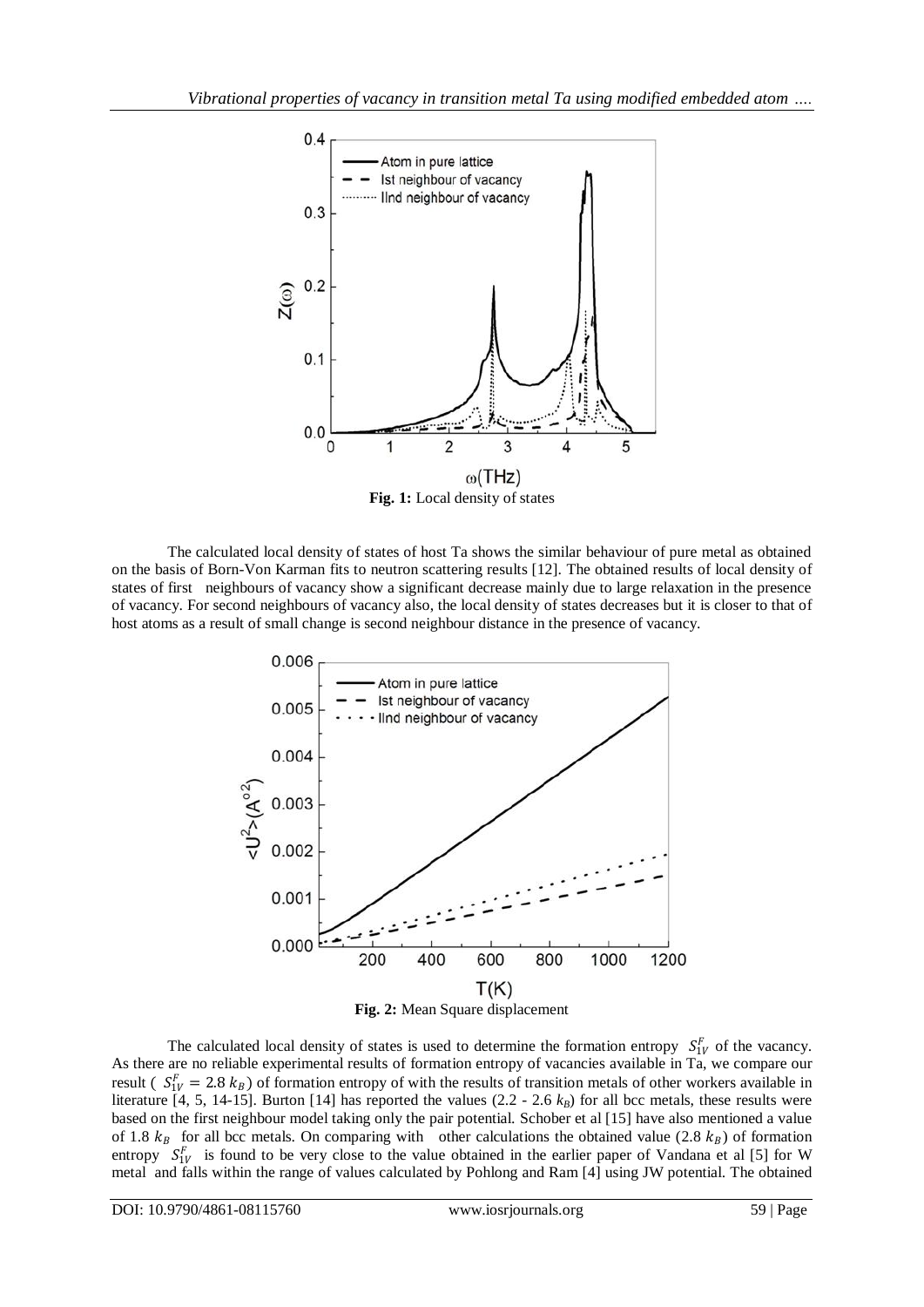**Fig. 1:** Local density of states

The calculated local density of states of host Ta shows the similar behaviour of pure metal as obtained on the basis of Born-Von Karman fits to neutron scattering results [12]. The obtained results of local density of states of first neighbours of vacancy show a significant decrease mainly due to large relaxation in the presence of vacancy. For second neighbours of vacancy also, the local density of states decreases but it is closer to that of host atoms as a result of small change is second neighbour distance in the presence of vacancy.

**Fig. 2:** Mean Square displacement

The calculated local density of states is used to determine the formation entropy $S_{1V}^{F}$ of the vacancy. As there are no reliable experimental results of formation entropy of vacancies available in Ta, we compare our result ( $S_{1V}^{F} = 2.8\ k_B$) of formation entropy of with the results of transition metals of other workers available in literature [4, 5, 14-15]. Burton [14] has reported the values (2.2 - 2.6 $k_B$) for all bcc metals, these results were based on the first neighbour model taking only the pair potential. Schober et al [15] have also mentioned a value of 1.8 $k_B$ for all bcc metals. On comparing with other calculations the obtained value (2.8 $k_B$) of formation entropy $S_{1V}^{F}$ is found to be very close to the value obtained in the earlier paper of Vandana et al [5] for W metal and falls within the range of values calculated by Pohlong and Ram [4] using JW potential. The obtained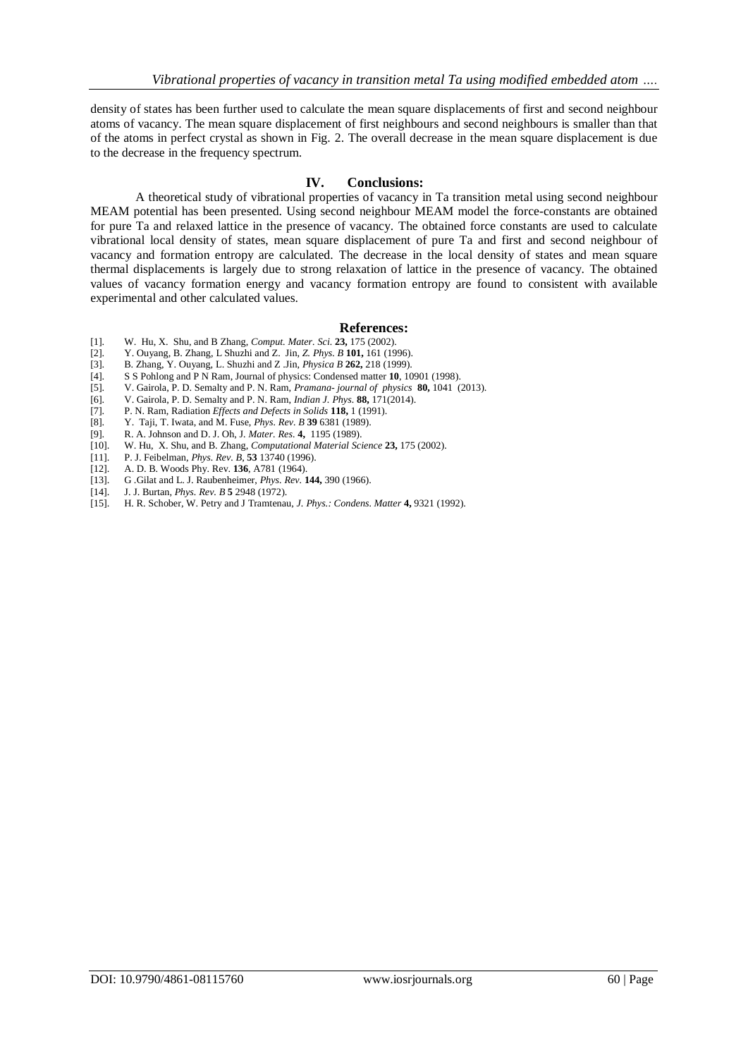density of states has been further used to calculate the mean square displacements of first and second neighbour atoms of vacancy. The mean square displacement of first neighbours and second neighbours is smaller than that of the atoms in perfect crystal as shown in Fig. 2. The overall decrease in the mean square displacement is due to the decrease in the frequency spectrum.

## IV. Conclusions:

A theoretical study of vibrational properties of vacancy in Ta transition metal using second neighbour MEAM potential has been presented. Using second neighbour MEAM model the force-constants are obtained for pure Ta and relaxed lattice in the presence of vacancy. The obtained force constants are used to calculate vibrational local density of states, mean square displacement of pure Ta and first and second neighbour of vacancy and formation entropy are calculated. The decrease in the local density of states and mean square thermal displacements is largely due to strong relaxation of lattice in the presence of vacancy. The obtained values of vacancy formation energy and vacancy formation entropy are found to consistent with available experimental and other calculated values.

## References:

[1]. W. Hu, X. Shu, and B Zhang, *Comput. Mater. Sci.* **23,** 175 (2002).
[2]. Y. Ouyang, B. Zhang, L Shuzhi and Z. Jin, *Z. Phys. B* **101,** 161 (1996).
[3]. B. Zhang, Y. Ouyang, L. Shuzhi and Z .Jin, *Physica B* **262,** 218 (1999).
[4]. S S Pohlong and P N Ram, Journal of physics: Condensed matter **10**, 10901 (1998).
[5]. V. Gairola, P. D. Semalty and P. N. Ram, *Pramana- journal of physics* **80,** 1041 (2013).
[6]. V. Gairola, P. D. Semalty and P. N. Ram, *Indian J. Phys.* **88,** 171(2014).
[7]. P. N. Ram, Radiation *Effects and Defects in Solids* **118,** 1 (1991).
[8]. Y. Taji, T. Iwata, and M. Fuse, *Phys. Rev. B* **39** 6381 (1989).
[9]. R. A. Johnson and D. J. Oh, J. *Mater. Res.* **4,** 1195 (1989).
[10]. W. Hu, X. Shu, and B. Zhang, *Computational Material Science* **23,** 175 (2002).
[11]. P. J. Feibelman, *Phys. Rev. B,* **53** 13740 (1996).
[12]. A. D. B. Woods Phy. Rev. **136**, A781 (1964).
[13]. G .Gilat and L. J. Raubenheimer, *Phys. Rev.* **144,** 390 (1966).
[14]. J. J. Burtan, *Phys. Rev. B* **5** 2948 (1972).
[15]. H. R. Schober, W. Petry and J Tramtenau, *J. Phys.: Condens. Matter* **4,** 9321 (1992).